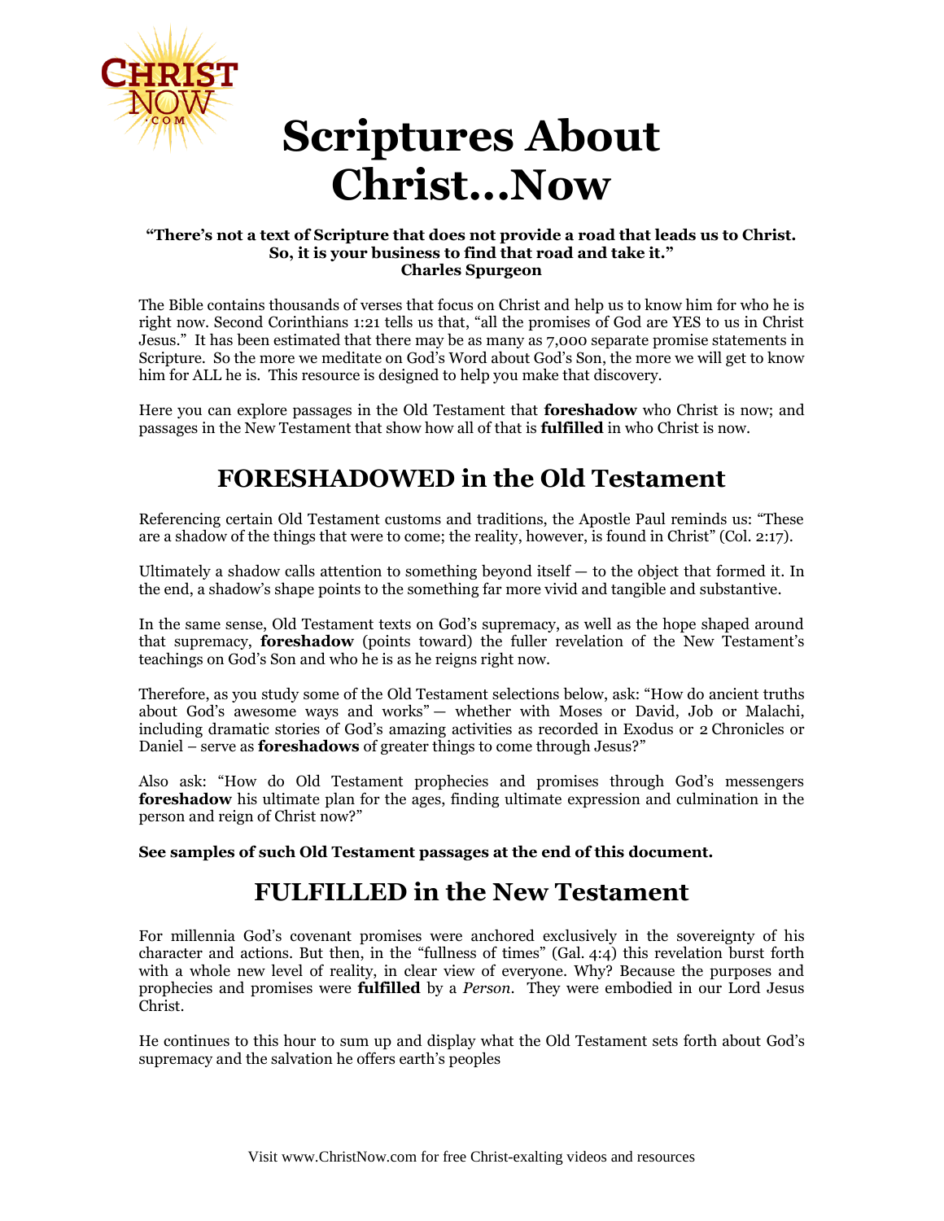# Scriptures About Christ…Now

**"There's not a text of Scripture that does not provide a road that leads us to Christ. So, it is your business to find that road and take it."**
**Charles Spurgeon**

The Bible contains thousands of verses that focus on Christ and help us to know him for who he is right now. Second Corinthians 1:21 tells us that, "all the promises of God are YES to us in Christ Jesus." It has been estimated that there may be as many as 7,000 separate promise statements in Scripture. So the more we meditate on God's Word about God's Son, the more we will get to know him for ALL he is. This resource is designed to help you make that discovery.

Here you can explore passages in the Old Testament that **foreshadow** who Christ is now; and passages in the New Testament that show how all of that is **fulfilled** in who Christ is now.

## FORESHADOWED in the Old Testament

Referencing certain Old Testament customs and traditions, the Apostle Paul reminds us: "These are a shadow of the things that were to come; the reality, however, is found in Christ" (Col. 2:17).

Ultimately a shadow calls attention to something beyond itself — to the object that formed it. In the end, a shadow's shape points to the something far more vivid and tangible and substantive.

In the same sense, Old Testament texts on God's supremacy, as well as the hope shaped around that supremacy, **foreshadow** (points toward) the fuller revelation of the New Testament's teachings on God's Son and who he is as he reigns right now.

Therefore, as you study some of the Old Testament selections below, ask: "How do ancient truths about God's awesome ways and works" — whether with Moses or David, Job or Malachi, including dramatic stories of God's amazing activities as recorded in Exodus or 2 Chronicles or Daniel – serve as **foreshadows** of greater things to come through Jesus?"

Also ask: "How do Old Testament prophecies and promises through God's messengers **foreshadow** his ultimate plan for the ages, finding ultimate expression and culmination in the person and reign of Christ now?"

**See samples of such Old Testament passages at the end of this document.**

## FULFILLED in the New Testament

For millennia God's covenant promises were anchored exclusively in the sovereignty of his character and actions. But then, in the "fullness of times" (Gal. 4:4) this revelation burst forth with a whole new level of reality, in clear view of everyone. Why? Because the purposes and prophecies and promises were **fulfilled** by a *Person*. They were embodied in our Lord Jesus Christ.

He continues to this hour to sum up and display what the Old Testament sets forth about God's supremacy and the salvation he offers earth's peoples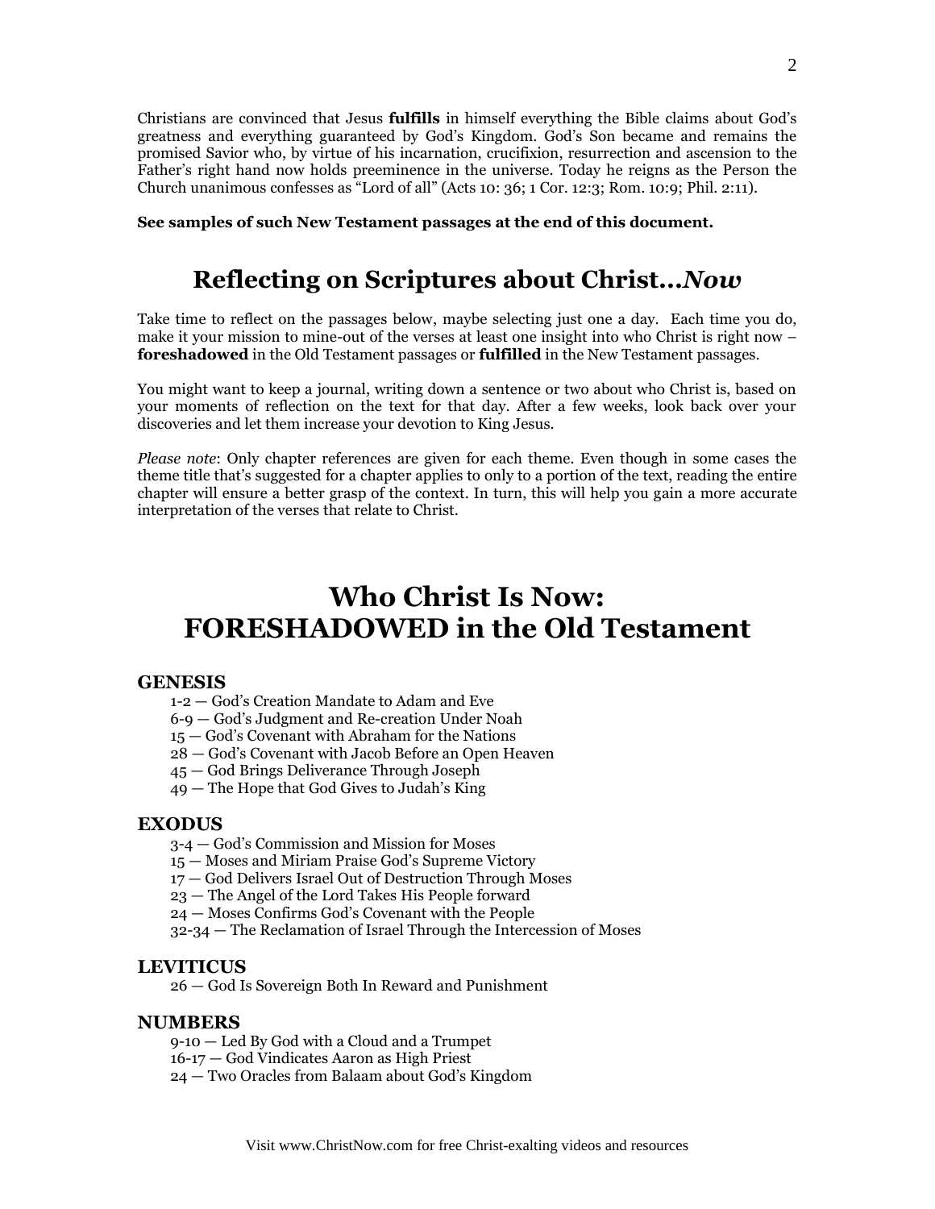Christians are convinced that Jesus **fulfills** in himself everything the Bible claims about God's greatness and everything guaranteed by God's Kingdom. God's Son became and remains the promised Savior who, by virtue of his incarnation, crucifixion, resurrection and ascension to the Father's right hand now holds preeminence in the universe. Today he reigns as the Person the Church unanimous confesses as "Lord of all" (Acts 10: 36; 1 Cor. 12:3; Rom. 10:9; Phil. 2:11).

**See samples of such New Testament passages at the end of this document.**

## Reflecting on Scriptures about Christ…*Now*

Take time to reflect on the passages below, maybe selecting just one a day. Each time you do, make it your mission to mine-out of the verses at least one insight into who Christ is right now – **foreshadowed** in the Old Testament passages or **fulfilled** in the New Testament passages.

You might want to keep a journal, writing down a sentence or two about who Christ is, based on your moments of reflection on the text for that day. After a few weeks, look back over your discoveries and let them increase your devotion to King Jesus.

*Please note*: Only chapter references are given for each theme. Even though in some cases the theme title that's suggested for a chapter applies to only to a portion of the text, reading the entire chapter will ensure a better grasp of the context. In turn, this will help you gain a more accurate interpretation of the verses that relate to Christ.

# Who Christ Is Now: FORESHADOWED in the Old Testament

### GENESIS

- 1-2 — God's Creation Mandate to Adam and Eve
- 6-9 — God's Judgment and Re-creation Under Noah
- 15 — God's Covenant with Abraham for the Nations
- 28 — God's Covenant with Jacob Before an Open Heaven
- 45 — God Brings Deliverance Through Joseph
- 49 — The Hope that God Gives to Judah's King

### EXODUS

- 3-4 — God's Commission and Mission for Moses
- 15 — Moses and Miriam Praise God's Supreme Victory
- 17 — God Delivers Israel Out of Destruction Through Moses
- 23 — The Angel of the Lord Takes His People forward
- 24 — Moses Confirms God's Covenant with the People
- 32-34 — The Reclamation of Israel Through the Intercession of Moses

### LEVITICUS

- 26 — God Is Sovereign Both In Reward and Punishment

### NUMBERS

- 9-10 — Led By God with a Cloud and a Trumpet
- 16-17 — God Vindicates Aaron as High Priest
- 24 — Two Oracles from Balaam about God's Kingdom

Visit www.ChristNow.com for free Christ-exalting videos and resources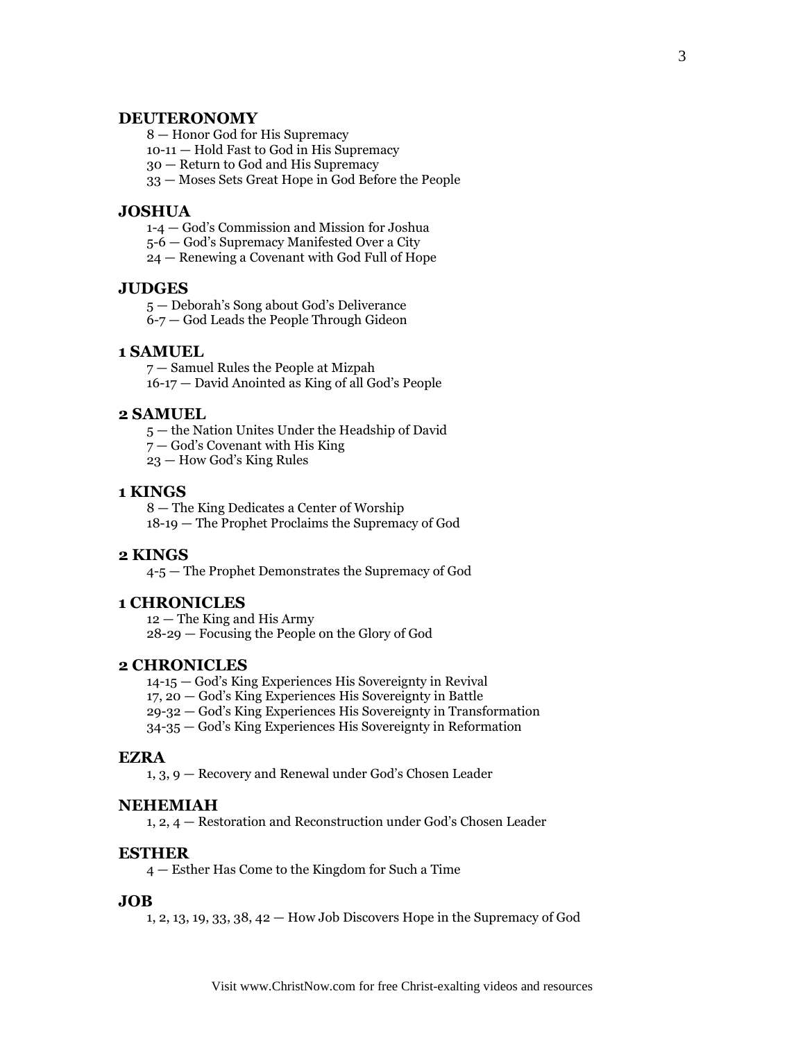## DEUTERONOMY

8 — Honor God for His Supremacy
10-11 — Hold Fast to God in His Supremacy
30 — Return to God and His Supremacy
33 — Moses Sets Great Hope in God Before the People

## JOSHUA

1-4 — God's Commission and Mission for Joshua
5-6 — God's Supremacy Manifested Over a City
24 — Renewing a Covenant with God Full of Hope

## JUDGES

5 — Deborah's Song about God's Deliverance
6-7 — God Leads the People Through Gideon

## 1 SAMUEL

7 — Samuel Rules the People at Mizpah
16-17 — David Anointed as King of all God's People

## 2 SAMUEL

5 — the Nation Unites Under the Headship of David
7 — God's Covenant with His King
23 — How God's King Rules

## 1 KINGS

8 — The King Dedicates a Center of Worship
18-19 — The Prophet Proclaims the Supremacy of God

## 2 KINGS

4-5 — The Prophet Demonstrates the Supremacy of God

## 1 CHRONICLES

12 — The King and His Army
28-29 — Focusing the People on the Glory of God

## 2 CHRONICLES

14-15 — God's King Experiences His Sovereignty in Revival
17, 20 — God's King Experiences His Sovereignty in Battle
29-32 — God's King Experiences His Sovereignty in Transformation
34-35 — God's King Experiences His Sovereignty in Reformation

## EZRA

1, 3, 9 — Recovery and Renewal under God's Chosen Leader

## NEHEMIAH

1, 2, 4 — Restoration and Reconstruction under God's Chosen Leader

## ESTHER

4 — Esther Has Come to the Kingdom for Such a Time

## JOB

1, 2, 13, 19, 33, 38, 42 — How Job Discovers Hope in the Supremacy of God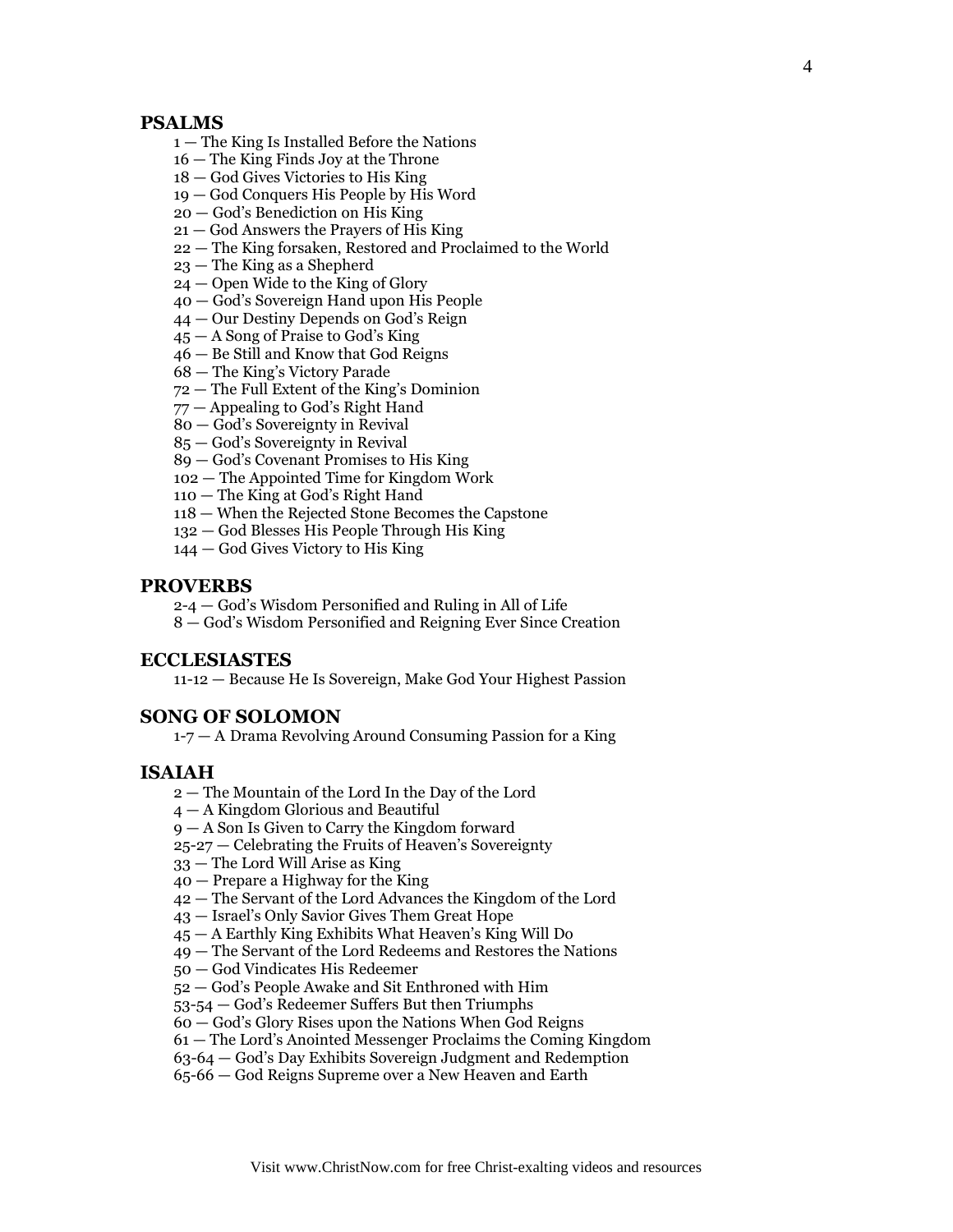## PSALMS

1 — The King Is Installed Before the Nations
16 — The King Finds Joy at the Throne
18 — God Gives Victories to His King
19 — God Conquers His People by His Word
20 — God's Benediction on His King
21 — God Answers the Prayers of His King
22 — The King forsaken, Restored and Proclaimed to the World
23 — The King as a Shepherd
24 — Open Wide to the King of Glory
40 — God's Sovereign Hand upon His People
44 — Our Destiny Depends on God's Reign
45 — A Song of Praise to God's King
46 — Be Still and Know that God Reigns
68 — The King's Victory Parade
72 — The Full Extent of the King's Dominion
77 — Appealing to God's Right Hand
80 — God's Sovereignty in Revival
85 — God's Sovereignty in Revival
89 — God's Covenant Promises to His King
102 — The Appointed Time for Kingdom Work
110 — The King at God's Right Hand
118 — When the Rejected Stone Becomes the Capstone
132 — God Blesses His People Through His King
144 — God Gives Victory to His King

## PROVERBS

2-4 — God's Wisdom Personified and Ruling in All of Life
8 — God's Wisdom Personified and Reigning Ever Since Creation

## ECCLESIASTES

11-12 — Because He Is Sovereign, Make God Your Highest Passion

## SONG OF SOLOMON

1-7 — A Drama Revolving Around Consuming Passion for a King

## ISAIAH

2 — The Mountain of the Lord In the Day of the Lord
4 — A Kingdom Glorious and Beautiful
9 — A Son Is Given to Carry the Kingdom forward
25-27 — Celebrating the Fruits of Heaven's Sovereignty
33 — The Lord Will Arise as King
40 — Prepare a Highway for the King
42 — The Servant of the Lord Advances the Kingdom of the Lord
43 — Israel's Only Savior Gives Them Great Hope
45 — A Earthly King Exhibits What Heaven's King Will Do
49 — The Servant of the Lord Redeems and Restores the Nations
50 — God Vindicates His Redeemer
52 — God's People Awake and Sit Enthroned with Him
53-54 — God's Redeemer Suffers But then Triumphs
60 — God's Glory Rises upon the Nations When God Reigns
61 — The Lord's Anointed Messenger Proclaims the Coming Kingdom
63-64 — God's Day Exhibits Sovereign Judgment and Redemption
65-66 — God Reigns Supreme over a New Heaven and Earth

Visit www.ChristNow.com for free Christ-exalting videos and resources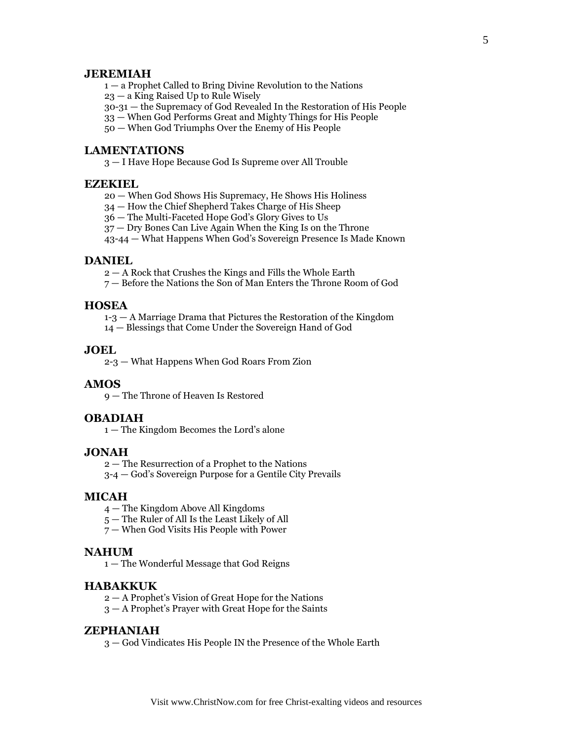## JEREMIAH

1 — a Prophet Called to Bring Divine Revolution to the Nations
23 — a King Raised Up to Rule Wisely
30-31 — the Supremacy of God Revealed In the Restoration of His People
33 — When God Performs Great and Mighty Things for His People
50 — When God Triumphs Over the Enemy of His People

## LAMENTATIONS

3 — I Have Hope Because God Is Supreme over All Trouble

## EZEKIEL

20 — When God Shows His Supremacy, He Shows His Holiness
34 — How the Chief Shepherd Takes Charge of His Sheep
36 — The Multi-Faceted Hope God's Glory Gives to Us
37 — Dry Bones Can Live Again When the King Is on the Throne
43-44 — What Happens When God's Sovereign Presence Is Made Known

## DANIEL

2 — A Rock that Crushes the Kings and Fills the Whole Earth
7 — Before the Nations the Son of Man Enters the Throne Room of God

## HOSEA

1-3 — A Marriage Drama that Pictures the Restoration of the Kingdom
14 — Blessings that Come Under the Sovereign Hand of God

## JOEL

2-3 — What Happens When God Roars From Zion

## AMOS

9 — The Throne of Heaven Is Restored

## OBADIAH

1 — The Kingdom Becomes the Lord's alone

## JONAH

2 — The Resurrection of a Prophet to the Nations
3-4 — God's Sovereign Purpose for a Gentile City Prevails

## MICAH

4 — The Kingdom Above All Kingdoms
5 — The Ruler of All Is the Least Likely of All
7 — When God Visits His People with Power

## NAHUM

1 — The Wonderful Message that God Reigns

## HABAKKUK

2 — A Prophet's Vision of Great Hope for the Nations
3 — A Prophet's Prayer with Great Hope for the Saints

## ZEPHANIAH

3 — God Vindicates His People IN the Presence of the Whole Earth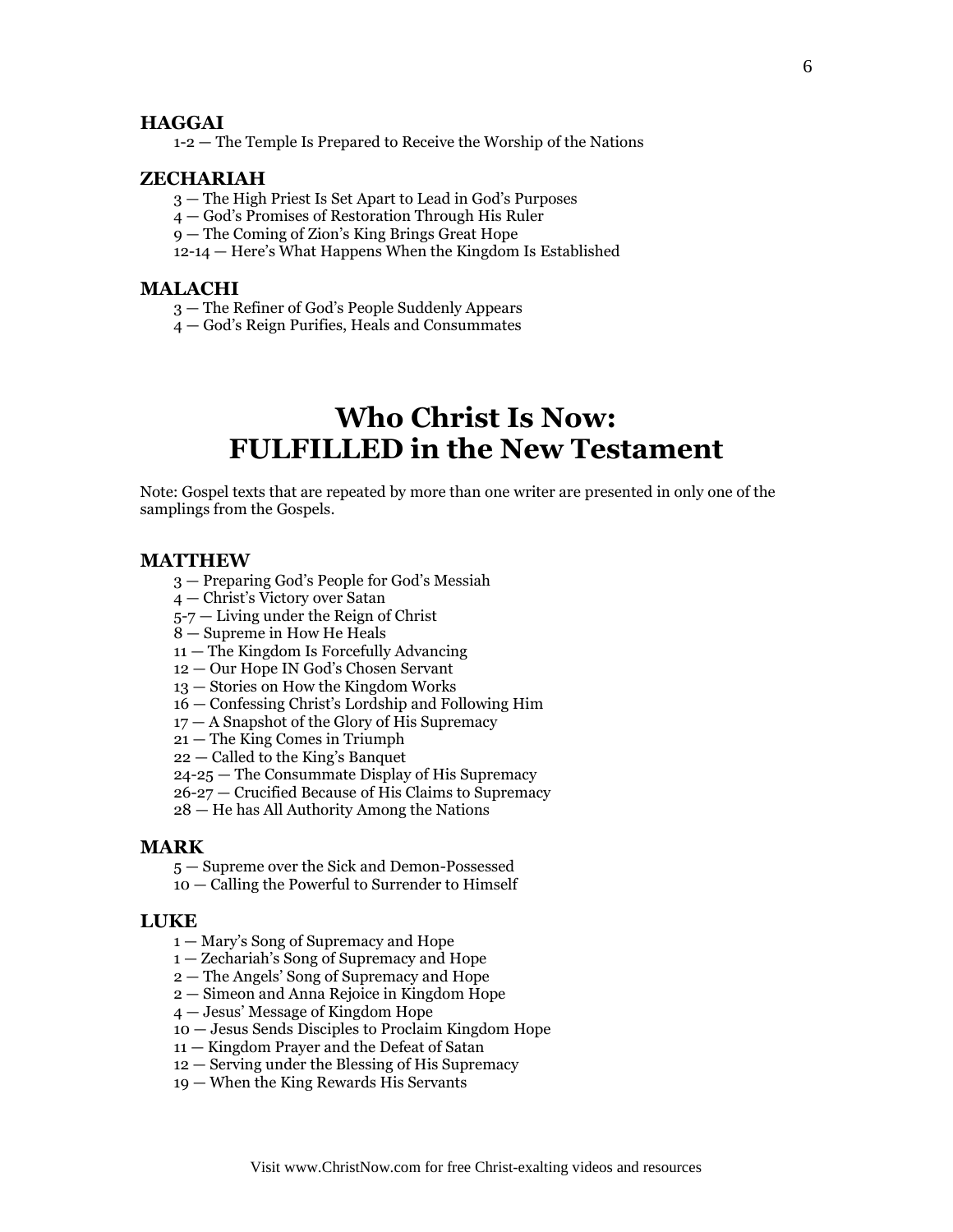### HAGGAI

1-2 — The Temple Is Prepared to Receive the Worship of the Nations

### ZECHARIAH

3 — The High Priest Is Set Apart to Lead in God's Purposes
4 — God's Promises of Restoration Through His Ruler
9 — The Coming of Zion's King Brings Great Hope
12-14 — Here's What Happens When the Kingdom Is Established

### MALACHI

3 — The Refiner of God's People Suddenly Appears
4 — God's Reign Purifies, Heals and Consummates

# Who Christ Is Now: FULFILLED in the New Testament

Note: Gospel texts that are repeated by more than one writer are presented in only one of the samplings from the Gospels.

### MATTHEW

3 — Preparing God's People for God's Messiah
4 — Christ's Victory over Satan
5-7 — Living under the Reign of Christ
8 — Supreme in How He Heals
11 — The Kingdom Is Forcefully Advancing
12 — Our Hope IN God's Chosen Servant
13 — Stories on How the Kingdom Works
16 — Confessing Christ's Lordship and Following Him
17 — A Snapshot of the Glory of His Supremacy
21 — The King Comes in Triumph
22 — Called to the King's Banquet
24-25 — The Consummate Display of His Supremacy
26-27 — Crucified Because of His Claims to Supremacy
28 — He has All Authority Among the Nations

### MARK

5 — Supreme over the Sick and Demon-Possessed
10 — Calling the Powerful to Surrender to Himself

### LUKE

1 — Mary's Song of Supremacy and Hope
1 — Zechariah's Song of Supremacy and Hope
2 — The Angels' Song of Supremacy and Hope
2 — Simeon and Anna Rejoice in Kingdom Hope
4 — Jesus' Message of Kingdom Hope
10 — Jesus Sends Disciples to Proclaim Kingdom Hope
11 — Kingdom Prayer and the Defeat of Satan
12 — Serving under the Blessing of His Supremacy
19 — When the King Rewards His Servants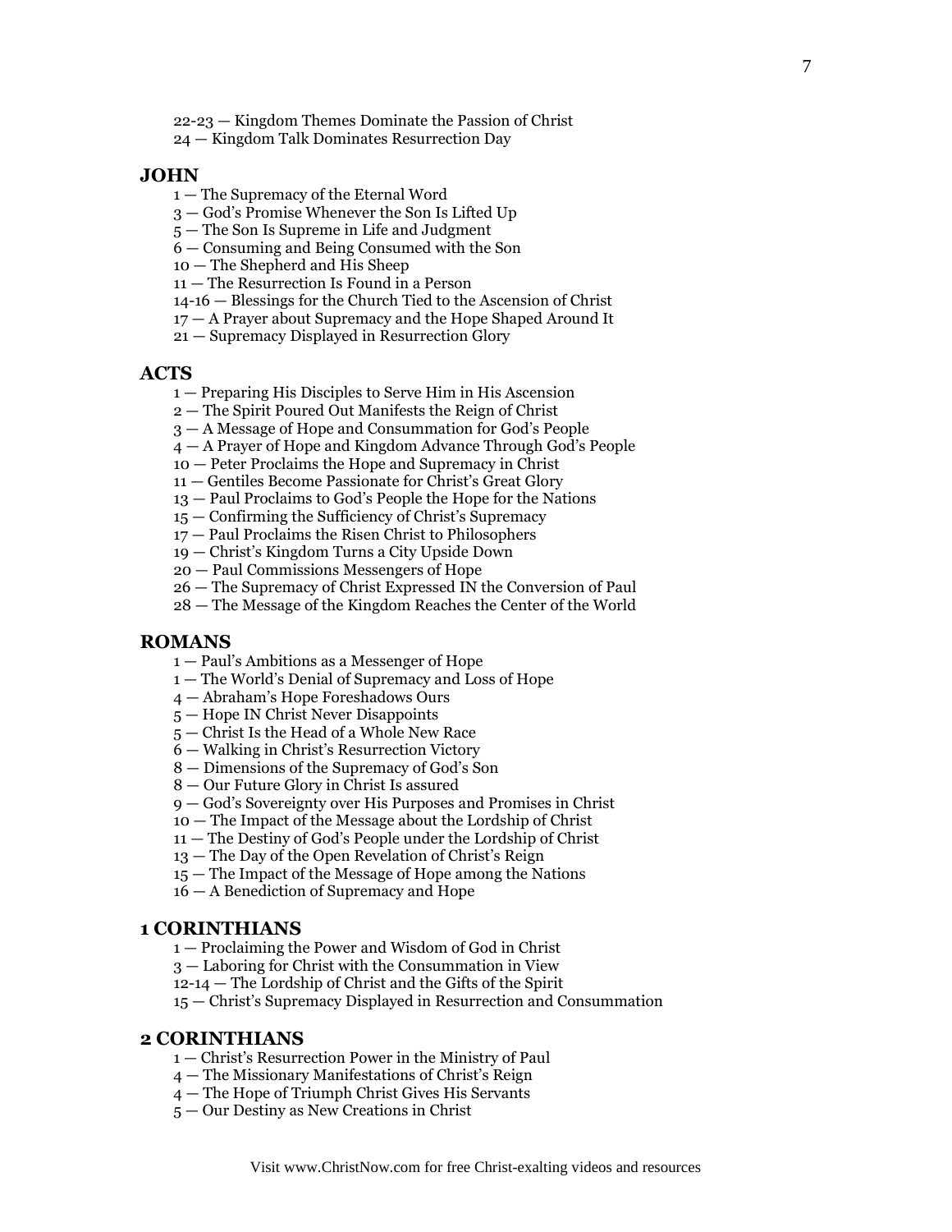22-23 — Kingdom Themes Dominate the Passion of Christ
24 — Kingdom Talk Dominates Resurrection Day

## JOHN

1 — The Supremacy of the Eternal Word
3 — God's Promise Whenever the Son Is Lifted Up
5 — The Son Is Supreme in Life and Judgment
6 — Consuming and Being Consumed with the Son
10 — The Shepherd and His Sheep
11 — The Resurrection Is Found in a Person
14-16 — Blessings for the Church Tied to the Ascension of Christ
17 — A Prayer about Supremacy and the Hope Shaped Around It
21 — Supremacy Displayed in Resurrection Glory

## ACTS

1 — Preparing His Disciples to Serve Him in His Ascension
2 — The Spirit Poured Out Manifests the Reign of Christ
3 — A Message of Hope and Consummation for God's People
4 — A Prayer of Hope and Kingdom Advance Through God's People
10 — Peter Proclaims the Hope and Supremacy in Christ
11 — Gentiles Become Passionate for Christ's Great Glory
13 — Paul Proclaims to God's People the Hope for the Nations
15 — Confirming the Sufficiency of Christ's Supremacy
17 — Paul Proclaims the Risen Christ to Philosophers
19 — Christ's Kingdom Turns a City Upside Down
20 — Paul Commissions Messengers of Hope
26 — The Supremacy of Christ Expressed IN the Conversion of Paul
28 — The Message of the Kingdom Reaches the Center of the World

## ROMANS

1 — Paul's Ambitions as a Messenger of Hope
1 — The World's Denial of Supremacy and Loss of Hope
4 — Abraham's Hope Foreshadows Ours
5 — Hope IN Christ Never Disappoints
5 — Christ Is the Head of a Whole New Race
6 — Walking in Christ's Resurrection Victory
8 — Dimensions of the Supremacy of God's Son
8 — Our Future Glory in Christ Is assured
9 — God's Sovereignty over His Purposes and Promises in Christ
10 — The Impact of the Message about the Lordship of Christ
11 — The Destiny of God's People under the Lordship of Christ
13 — The Day of the Open Revelation of Christ's Reign
15 — The Impact of the Message of Hope among the Nations
16 — A Benediction of Supremacy and Hope

## 1 CORINTHIANS

1 — Proclaiming the Power and Wisdom of God in Christ
3 — Laboring for Christ with the Consummation in View
12-14 — The Lordship of Christ and the Gifts of the Spirit
15 — Christ's Supremacy Displayed in Resurrection and Consummation

## 2 CORINTHIANS

1 — Christ's Resurrection Power in the Ministry of Paul
4 — The Missionary Manifestations of Christ's Reign
4 — The Hope of Triumph Christ Gives His Servants
5 — Our Destiny as New Creations in Christ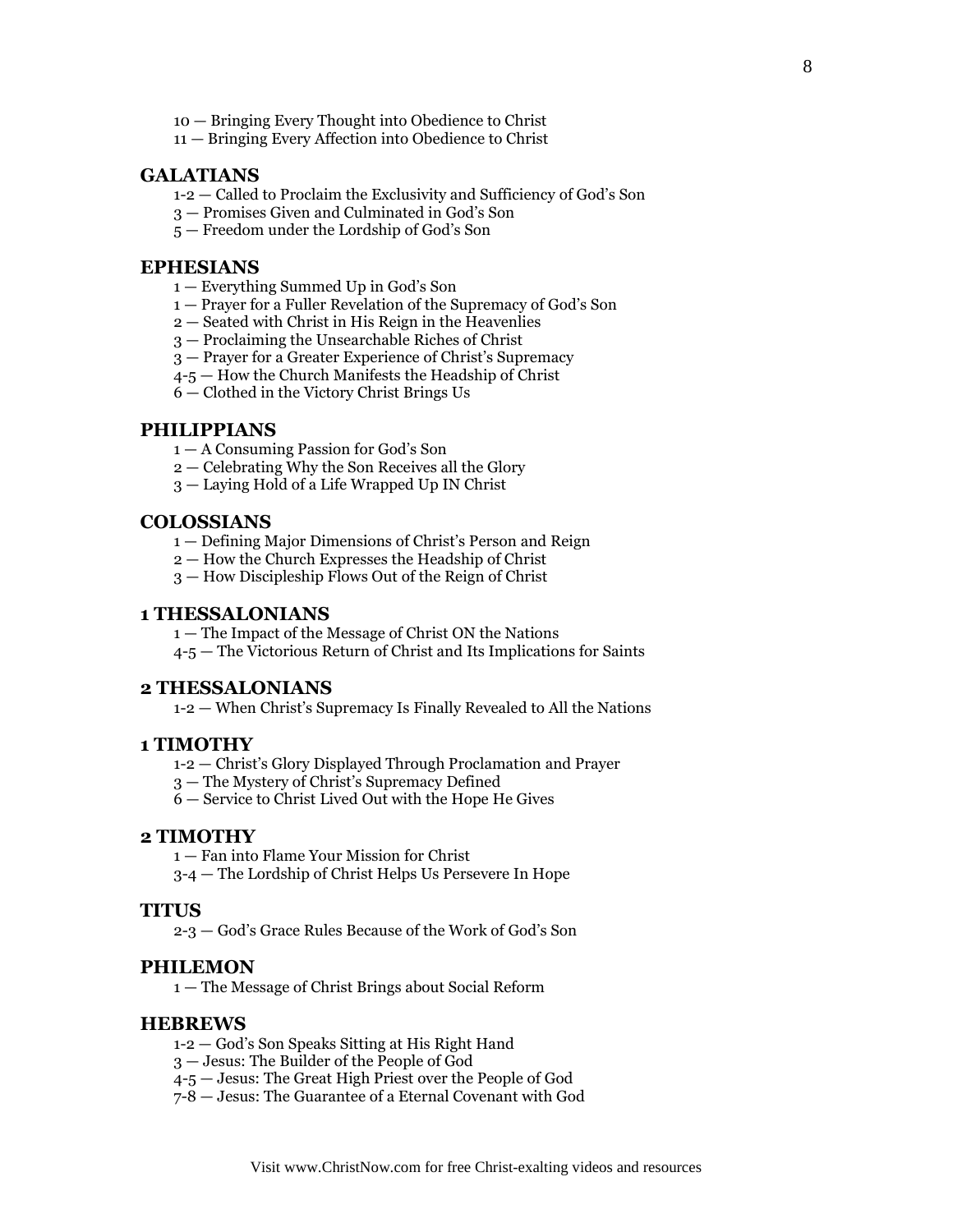10 — Bringing Every Thought into Obedience to Christ
11 — Bringing Every Affection into Obedience to Christ

## GALATIANS

1-2 — Called to Proclaim the Exclusivity and Sufficiency of God's Son
3 — Promises Given and Culminated in God's Son
5 — Freedom under the Lordship of God's Son

## EPHESIANS

1 — Everything Summed Up in God's Son
1 — Prayer for a Fuller Revelation of the Supremacy of God's Son
2 — Seated with Christ in His Reign in the Heavenlies
3 — Proclaiming the Unsearchable Riches of Christ
3 — Prayer for a Greater Experience of Christ's Supremacy
4-5 — How the Church Manifests the Headship of Christ
6 — Clothed in the Victory Christ Brings Us

## PHILIPPIANS

1 — A Consuming Passion for God's Son
2 — Celebrating Why the Son Receives all the Glory
3 — Laying Hold of a Life Wrapped Up IN Christ

## COLOSSIANS

1 — Defining Major Dimensions of Christ's Person and Reign
2 — How the Church Expresses the Headship of Christ
3 — How Discipleship Flows Out of the Reign of Christ

## 1 THESSALONIANS

1 — The Impact of the Message of Christ ON the Nations
4-5 — The Victorious Return of Christ and Its Implications for Saints

## 2 THESSALONIANS

1-2 — When Christ's Supremacy Is Finally Revealed to All the Nations

## 1 TIMOTHY

1-2 — Christ's Glory Displayed Through Proclamation and Prayer
3 — The Mystery of Christ's Supremacy Defined
6 — Service to Christ Lived Out with the Hope He Gives

## 2 TIMOTHY

1 — Fan into Flame Your Mission for Christ
3-4 — The Lordship of Christ Helps Us Persevere In Hope

## TITUS

2-3 — God's Grace Rules Because of the Work of God's Son

## PHILEMON

1 — The Message of Christ Brings about Social Reform

## HEBREWS

1-2 — God's Son Speaks Sitting at His Right Hand
3 — Jesus: The Builder of the People of God
4-5 — Jesus: The Great High Priest over the People of God
7-8 — Jesus: The Guarantee of a Eternal Covenant with God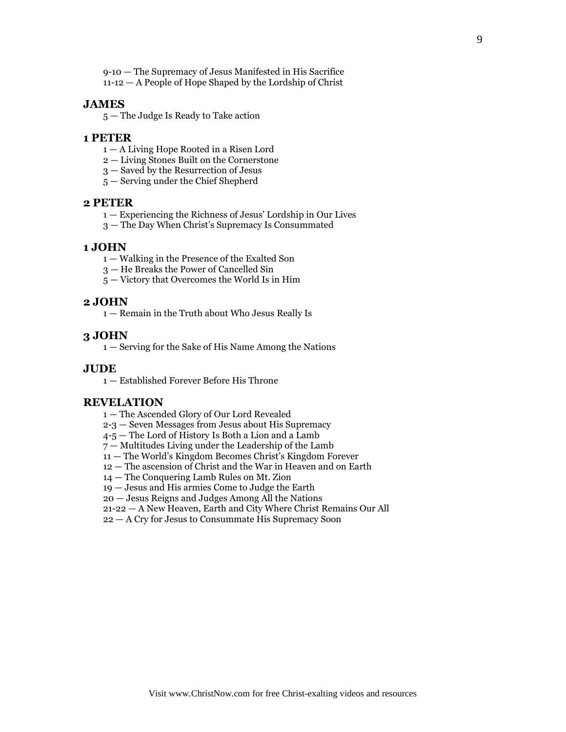9-10 — The Supremacy of Jesus Manifested in His Sacrifice
11-12 — A People of Hope Shaped by the Lordship of Christ

## JAMES

5 — The Judge Is Ready to Take action

## 1 PETER

1 — A Living Hope Rooted in a Risen Lord
2 — Living Stones Built on the Cornerstone
3 — Saved by the Resurrection of Jesus
5 — Serving under the Chief Shepherd

## 2 PETER

1 — Experiencing the Richness of Jesus' Lordship in Our Lives
3 — The Day When Christ's Supremacy Is Consummated

## 1 JOHN

1 — Walking in the Presence of the Exalted Son
3 — He Breaks the Power of Cancelled Sin
5 — Victory that Overcomes the World Is in Him

## 2 JOHN

1 — Remain in the Truth about Who Jesus Really Is

## 3 JOHN

1 — Serving for the Sake of His Name Among the Nations

## JUDE

1 — Established Forever Before His Throne

## REVELATION

1 — The Ascended Glory of Our Lord Revealed
2-3 — Seven Messages from Jesus about His Supremacy
4-5 — The Lord of History Is Both a Lion and a Lamb
7 — Multitudes Living under the Leadership of the Lamb
11 — The World's Kingdom Becomes Christ's Kingdom Forever
12 — The ascension of Christ and the War in Heaven and on Earth
14 — The Conquering Lamb Rules on Mt. Zion
19 — Jesus and His armies Come to Judge the Earth
20 — Jesus Reigns and Judges Among All the Nations
21-22 — A New Heaven, Earth and City Where Christ Remains Our All
22 — A Cry for Jesus to Consummate His Supremacy Soon

Visit www.ChristNow.com for free Christ-exalting videos and resources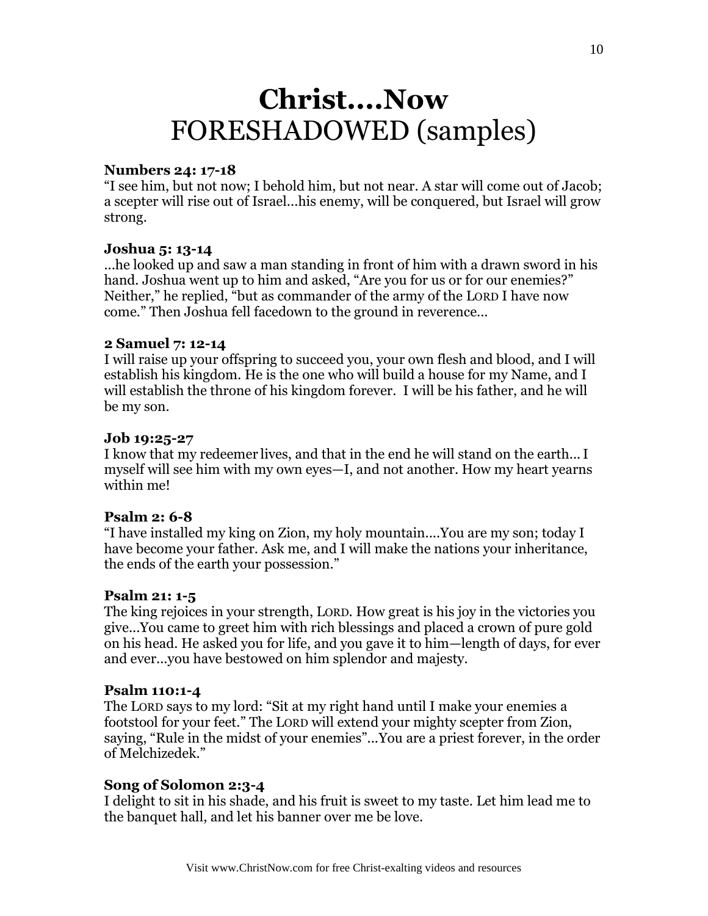# Christ....Now
## FORESHADOWED (samples)

**Numbers 24: 17-18**
"I see him, but not now; I behold him, but not near. A star will come out of Jacob; a scepter will rise out of Israel…his enemy, will be conquered, but Israel will grow strong.

**Joshua 5: 13-14**
…he looked up and saw a man standing in front of him with a drawn sword in his hand. Joshua went up to him and asked, "Are you for us or for our enemies?" Neither," he replied, "but as commander of the army of the LORD I have now come." Then Joshua fell facedown to the ground in reverence…

**2 Samuel 7: 12-14**
I will raise up your offspring to succeed you, your own flesh and blood, and I will establish his kingdom. He is the one who will build a house for my Name, and I will establish the throne of his kingdom forever. I will be his father, and he will be my son.

**Job 19:25-27**
I know that my redeemer lives, and that in the end he will stand on the earth… I myself will see him with my own eyes—I, and not another. How my heart yearns within me!

**Psalm 2: 6-8**
"I have installed my king on Zion, my holy mountain….You are my son; today I have become your father. Ask me, and I will make the nations your inheritance, the ends of the earth your possession."

**Psalm 21: 1-5**
The king rejoices in your strength, LORD. How great is his joy in the victories you give…You came to greet him with rich blessings and placed a crown of pure gold on his head. He asked you for life, and you gave it to him—length of days, for ever and ever…you have bestowed on him splendor and majesty.

**Psalm 110:1-4**
The LORD says to my lord: "Sit at my right hand until I make your enemies a footstool for your feet." The LORD will extend your mighty scepter from Zion, saying, "Rule in the midst of your enemies"…You are a priest forever, in the order of Melchizedek."

**Song of Solomon 2:3-4**
I delight to sit in his shade, and his fruit is sweet to my taste. Let him lead me to the banquet hall, and let his banner over me be love.

Visit www.ChristNow.com for free Christ-exalting videos and resources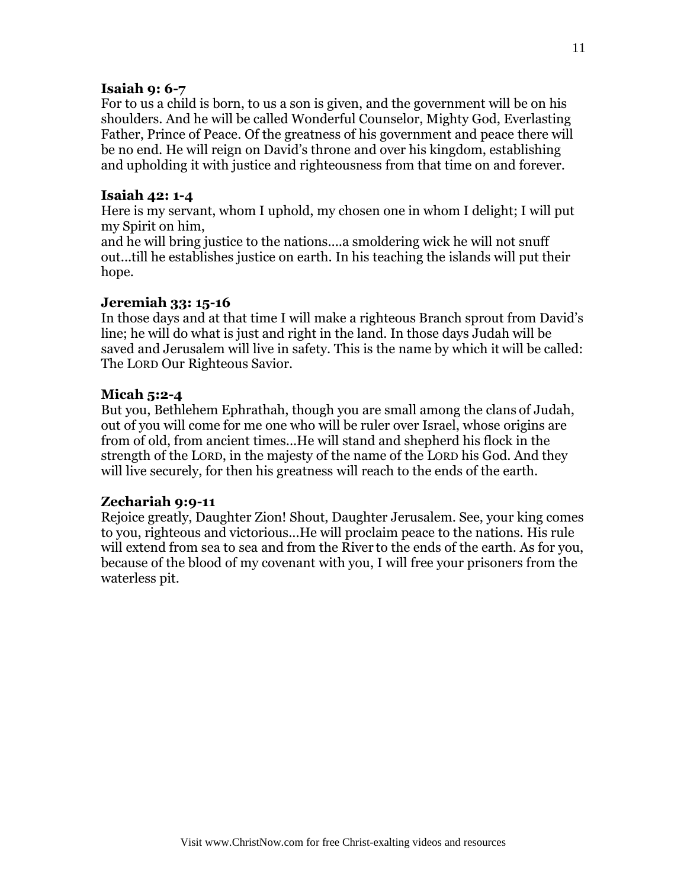**Isaiah 9: 6-7**
For to us a child is born, to us a son is given, and the government will be on his shoulders. And he will be called Wonderful Counselor, Mighty God, Everlasting Father, Prince of Peace. Of the greatness of his government and peace there will be no end. He will reign on David's throne and over his kingdom, establishing and upholding it with justice and righteousness from that time on and forever.

**Isaiah 42: 1-4**
Here is my servant, whom I uphold, my chosen one in whom I delight; I will put my Spirit on him,
and he will bring justice to the nations….a smoldering wick he will not snuff out…till he establishes justice on earth. In his teaching the islands will put their hope.

**Jeremiah 33: 15-16**
In those days and at that time I will make a righteous Branch sprout from David's line; he will do what is just and right in the land. In those days Judah will be saved and Jerusalem will live in safety. This is the name by which it will be called: The LORD Our Righteous Savior.

**Micah 5:2-4**
But you, Bethlehem Ephrathah, though you are small among the clans of Judah, out of you will come for me one who will be ruler over Israel, whose origins are from of old, from ancient times…He will stand and shepherd his flock in the strength of the LORD, in the majesty of the name of the LORD his God. And they will live securely, for then his greatness will reach to the ends of the earth.

**Zechariah 9:9-11**
Rejoice greatly, Daughter Zion! Shout, Daughter Jerusalem. See, your king comes to you, righteous and victorious…He will proclaim peace to the nations. His rule will extend from sea to sea and from the River to the ends of the earth. As for you, because of the blood of my covenant with you, I will free your prisoners from the waterless pit.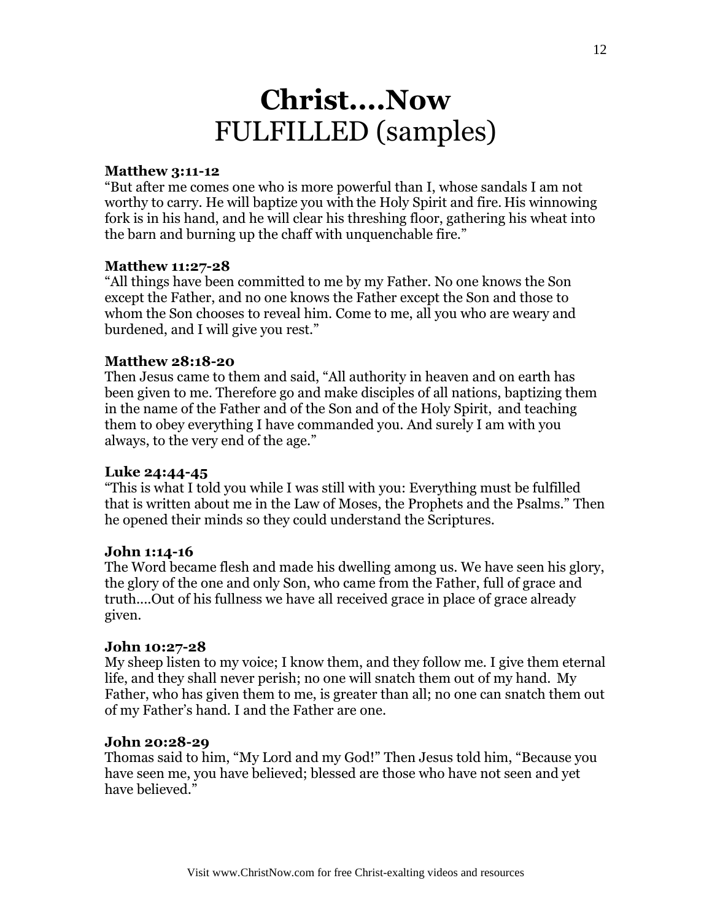# **Christ....Now**
# FULFILLED (samples)

**Matthew 3:11-12**
"But after me comes one who is more powerful than I, whose sandals I am not worthy to carry. He will baptize you with the Holy Spirit and fire. His winnowing fork is in his hand, and he will clear his threshing floor, gathering his wheat into the barn and burning up the chaff with unquenchable fire."

**Matthew 11:27-28**
"All things have been committed to me by my Father. No one knows the Son except the Father, and no one knows the Father except the Son and those to whom the Son chooses to reveal him. Come to me, all you who are weary and burdened, and I will give you rest."

**Matthew 28:18-20**
Then Jesus came to them and said, "All authority in heaven and on earth has been given to me. Therefore go and make disciples of all nations, baptizing them in the name of the Father and of the Son and of the Holy Spirit, and teaching them to obey everything I have commanded you. And surely I am with you always, to the very end of the age."

**Luke 24:44-45**
"This is what I told you while I was still with you: Everything must be fulfilled that is written about me in the Law of Moses, the Prophets and the Psalms." Then he opened their minds so they could understand the Scriptures.

**John 1:14-16**
The Word became flesh and made his dwelling among us. We have seen his glory, the glory of the one and only Son, who came from the Father, full of grace and truth....Out of his fullness we have all received grace in place of grace already given.

**John 10:27-28**
My sheep listen to my voice; I know them, and they follow me. I give them eternal life, and they shall never perish; no one will snatch them out of my hand. My Father, who has given them to me, is greater than all; no one can snatch them out of my Father's hand. I and the Father are one.

**John 20:28-29**
Thomas said to him, "My Lord and my God!" Then Jesus told him, "Because you have seen me, you have believed; blessed are those who have not seen and yet have believed."

Visit www.ChristNow.com for free Christ-exalting videos and resources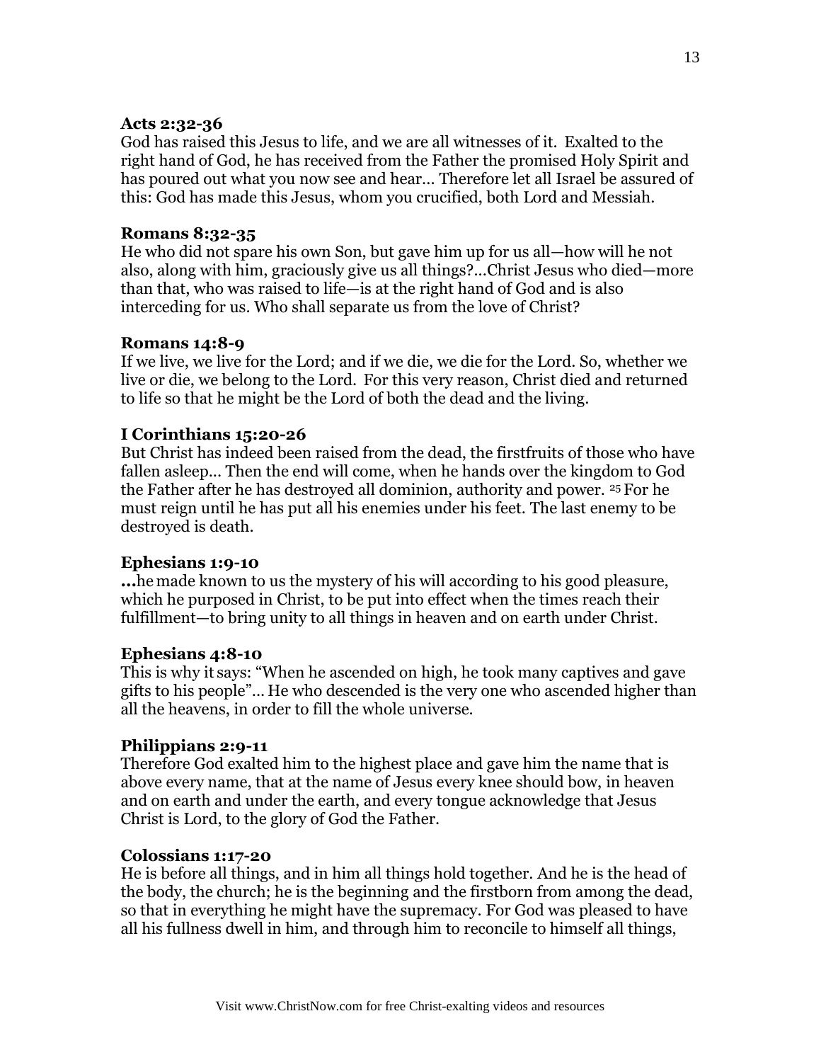**Acts 2:32-36**
God has raised this Jesus to life, and we are all witnesses of it. Exalted to the right hand of God, he has received from the Father the promised Holy Spirit and has poured out what you now see and hear… Therefore let all Israel be assured of this: God has made this Jesus, whom you crucified, both Lord and Messiah.

**Romans 8:32-35**
He who did not spare his own Son, but gave him up for us all—how will he not also, along with him, graciously give us all things?...Christ Jesus who died—more than that, who was raised to life—is at the right hand of God and is also interceding for us. Who shall separate us from the love of Christ?

**Romans 14:8-9**
If we live, we live for the Lord; and if we die, we die for the Lord. So, whether we live or die, we belong to the Lord. For this very reason, Christ died and returned to life so that he might be the Lord of both the dead and the living.

**I Corinthians 15:20-26**
But Christ has indeed been raised from the dead, the firstfruits of those who have fallen asleep… Then the end will come, when he hands over the kingdom to God the Father after he has destroyed all dominion, authority and power. [25] For he must reign until he has put all his enemies under his feet. The last enemy to be destroyed is death.

**Ephesians 1:9-10**
**…**he made known to us the mystery of his will according to his good pleasure, which he purposed in Christ, to be put into effect when the times reach their fulfillment—to bring unity to all things in heaven and on earth under Christ.

**Ephesians 4:8-10**
This is why it says: "When he ascended on high, he took many captives and gave gifts to his people"… He who descended is the very one who ascended higher than all the heavens, in order to fill the whole universe.

**Philippians 2:9-11**
Therefore God exalted him to the highest place and gave him the name that is above every name, that at the name of Jesus every knee should bow, in heaven and on earth and under the earth, and every tongue acknowledge that Jesus Christ is Lord, to the glory of God the Father.

**Colossians 1:17-20**
He is before all things, and in him all things hold together. And he is the head of the body, the church; he is the beginning and the firstborn from among the dead, so that in everything he might have the supremacy. For God was pleased to have all his fullness dwell in him, and through him to reconcile to himself all things,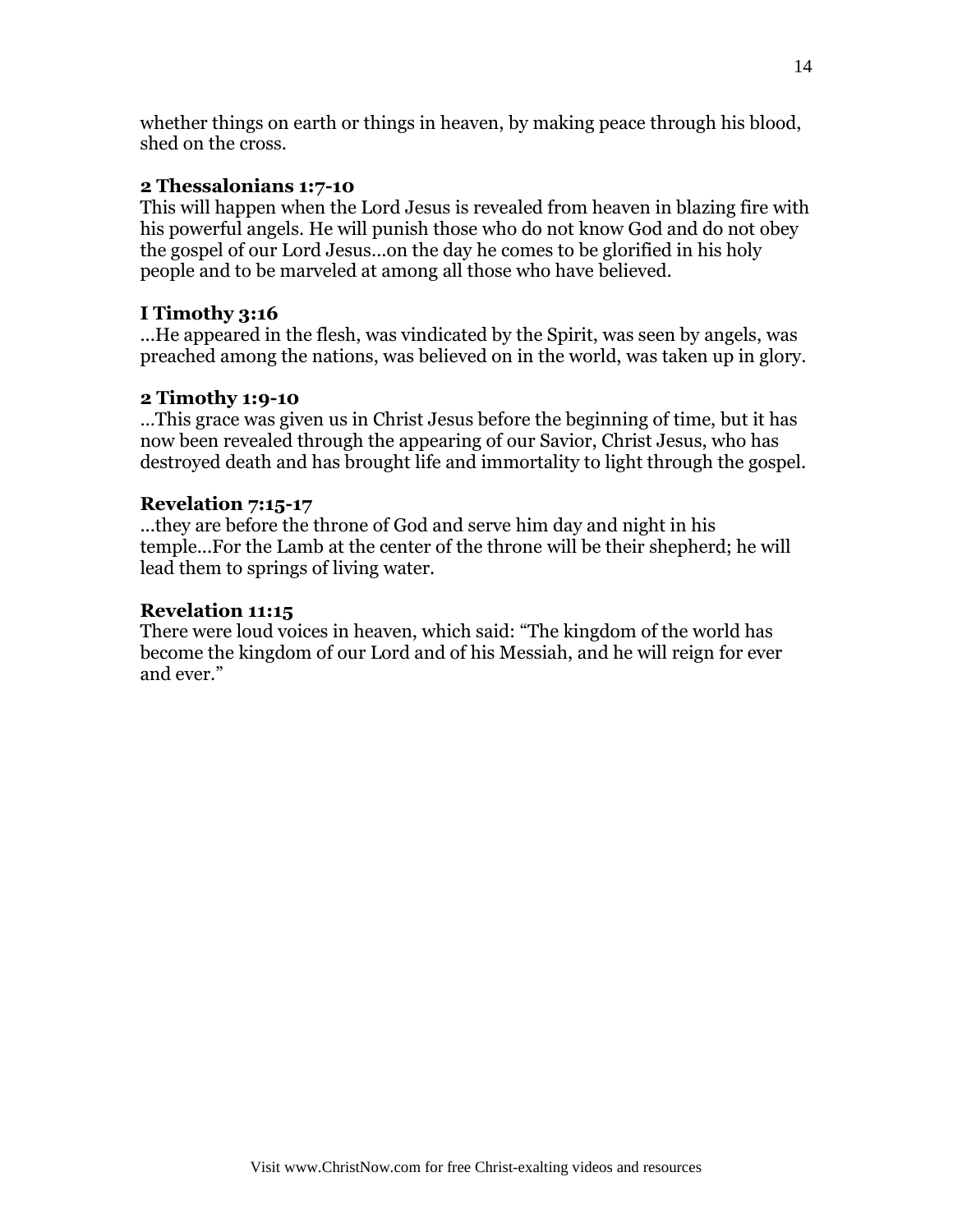whether things on earth or things in heaven, by making peace through his blood, shed on the cross.

**2 Thessalonians 1:7-10**
This will happen when the Lord Jesus is revealed from heaven in blazing fire with his powerful angels. He will punish those who do not know God and do not obey the gospel of our Lord Jesus...on the day he comes to be glorified in his holy people and to be marveled at among all those who have believed.

**I Timothy 3:16**
...He appeared in the flesh, was vindicated by the Spirit, was seen by angels, was preached among the nations, was believed on in the world, was taken up in glory.

**2 Timothy 1:9-10**
...This grace was given us in Christ Jesus before the beginning of time, but it has now been revealed through the appearing of our Savior, Christ Jesus, who has destroyed death and has brought life and immortality to light through the gospel.

**Revelation 7:15-17**
...they are before the throne of God and serve him day and night in his temple...For the Lamb at the center of the throne will be their shepherd; he will lead them to springs of living water.

**Revelation 11:15**
There were loud voices in heaven, which said: "The kingdom of the world has become the kingdom of our Lord and of his Messiah, and he will reign for ever and ever."